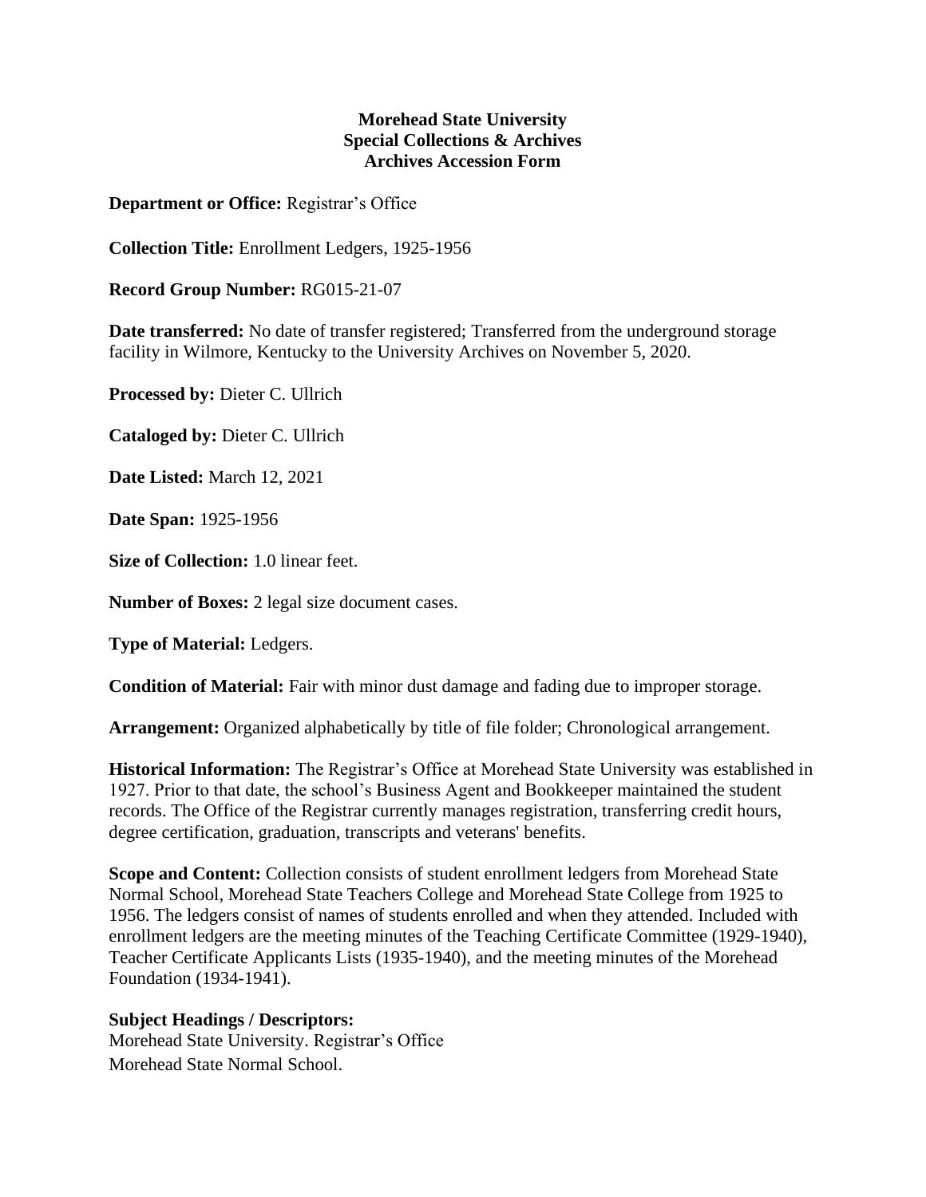**Morehead State University**
**Special Collections & Archives**
**Archives Accession Form**

**Department or Office:** Registrar's Office

**Collection Title:** Enrollment Ledgers, 1925-1956

**Record Group Number:** RG015-21-07

**Date transferred:** No date of transfer registered; Transferred from the underground storage facility in Wilmore, Kentucky to the University Archives on November 5, 2020.

**Processed by:** Dieter C. Ullrich

**Cataloged by:** Dieter C. Ullrich

**Date Listed:** March 12, 2021

**Date Span:** 1925-1956

**Size of Collection:** 1.0 linear feet.

**Number of Boxes:** 2 legal size document cases.

**Type of Material:** Ledgers.

**Condition of Material:** Fair with minor dust damage and fading due to improper storage.

**Arrangement:** Organized alphabetically by title of file folder; Chronological arrangement.

**Historical Information:** The Registrar's Office at Morehead State University was established in 1927. Prior to that date, the school's Business Agent and Bookkeeper maintained the student records. The Office of the Registrar currently manages registration, transferring credit hours, degree certification, graduation, transcripts and veterans' benefits.

**Scope and Content:** Collection consists of student enrollment ledgers from Morehead State Normal School, Morehead State Teachers College and Morehead State College from 1925 to 1956. The ledgers consist of names of students enrolled and when they attended. Included with enrollment ledgers are the meeting minutes of the Teaching Certificate Committee (1929-1940), Teacher Certificate Applicants Lists (1935-1940), and the meeting minutes of the Morehead Foundation (1934-1941).

**Subject Headings / Descriptors:**
Morehead State University. Registrar's Office
Morehead State Normal School.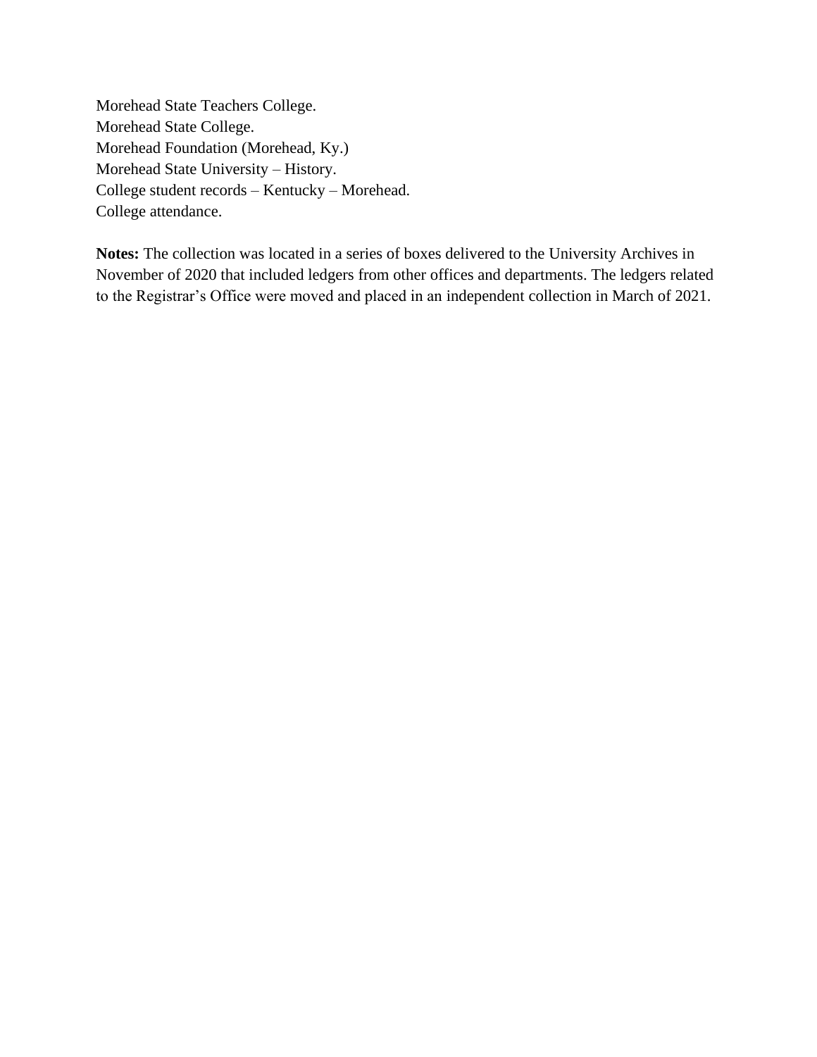Morehead State Teachers College.
Morehead State College.
Morehead Foundation (Morehead, Ky.)
Morehead State University – History.
College student records – Kentucky – Morehead.
College attendance.

**Notes:** The collection was located in a series of boxes delivered to the University Archives in November of 2020 that included ledgers from other offices and departments. The ledgers related to the Registrar's Office were moved and placed in an independent collection in March of 2021.